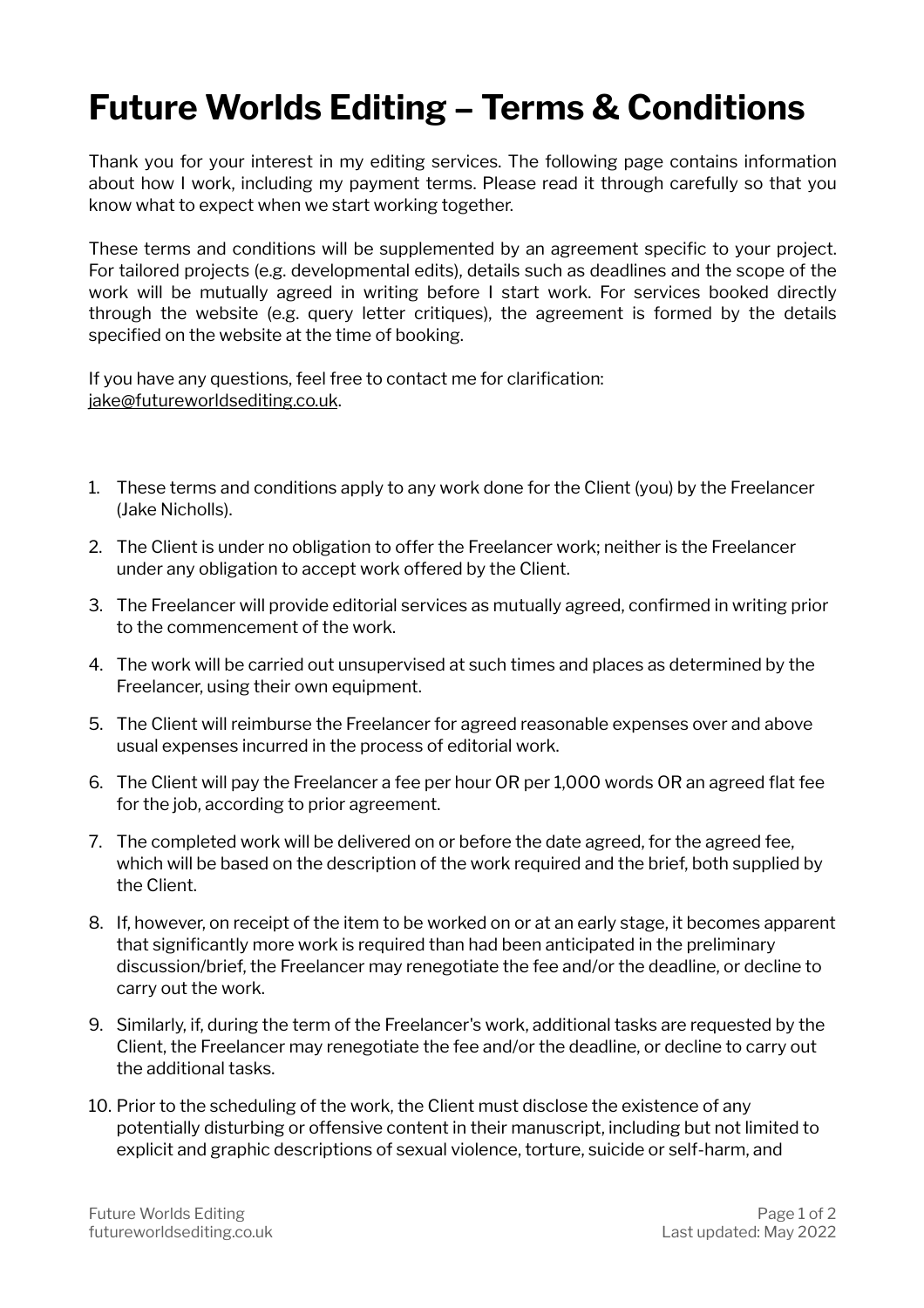# Future Worlds Editing – Terms & Conditions

Thank you for your interest in my editing services. The following page contains information about how I work, including my payment terms. Please read it through carefully so that you know what to expect when we start working together.

These terms and conditions will be supplemented by an agreement specific to your project. For tailored projects (e.g. developmental edits), details such as deadlines and the scope of the work will be mutually agreed in writing before I start work. For services booked directly through the website (e.g. query letter critiques), the agreement is formed by the details specified on the website at the time of booking.

If you have any questions, feel free to contact me for clarification: jake@futureworldsediting.co.uk.

1. These terms and conditions apply to any work done for the Client (you) by the Freelancer (Jake Nicholls).
2. The Client is under no obligation to offer the Freelancer work; neither is the Freelancer under any obligation to accept work offered by the Client.
3. The Freelancer will provide editorial services as mutually agreed, confirmed in writing prior to the commencement of the work.
4. The work will be carried out unsupervised at such times and places as determined by the Freelancer, using their own equipment.
5. The Client will reimburse the Freelancer for agreed reasonable expenses over and above usual expenses incurred in the process of editorial work.
6. The Client will pay the Freelancer a fee per hour OR per 1,000 words OR an agreed flat fee for the job, according to prior agreement.
7. The completed work will be delivered on or before the date agreed, for the agreed fee, which will be based on the description of the work required and the brief, both supplied by the Client.
8. If, however, on receipt of the item to be worked on or at an early stage, it becomes apparent that significantly more work is required than had been anticipated in the preliminary discussion/brief, the Freelancer may renegotiate the fee and/or the deadline, or decline to carry out the work.
9. Similarly, if, during the term of the Freelancer's work, additional tasks are requested by the Client, the Freelancer may renegotiate the fee and/or the deadline, or decline to carry out the additional tasks.
10. Prior to the scheduling of the work, the Client must disclose the existence of any potentially disturbing or offensive content in their manuscript, including but not limited to explicit and graphic descriptions of sexual violence, torture, suicide or self-harm, and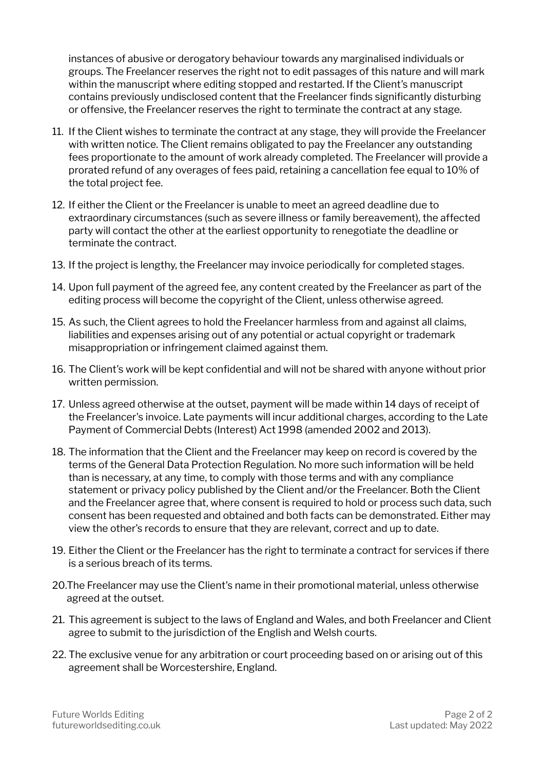instances of abusive or derogatory behaviour towards any marginalised individuals or groups. The Freelancer reserves the right not to edit passages of this nature and will mark within the manuscript where editing stopped and restarted. If the Client's manuscript contains previously undisclosed content that the Freelancer finds significantly disturbing or offensive, the Freelancer reserves the right to terminate the contract at any stage.

11. If the Client wishes to terminate the contract at any stage, they will provide the Freelancer with written notice. The Client remains obligated to pay the Freelancer any outstanding fees proportionate to the amount of work already completed. The Freelancer will provide a prorated refund of any overages of fees paid, retaining a cancellation fee equal to 10% of the total project fee.

12. If either the Client or the Freelancer is unable to meet an agreed deadline due to extraordinary circumstances (such as severe illness or family bereavement), the affected party will contact the other at the earliest opportunity to renegotiate the deadline or terminate the contract.

13. If the project is lengthy, the Freelancer may invoice periodically for completed stages.

14. Upon full payment of the agreed fee, any content created by the Freelancer as part of the editing process will become the copyright of the Client, unless otherwise agreed.

15. As such, the Client agrees to hold the Freelancer harmless from and against all claims, liabilities and expenses arising out of any potential or actual copyright or trademark misappropriation or infringement claimed against them.

16. The Client's work will be kept confidential and will not be shared with anyone without prior written permission.

17. Unless agreed otherwise at the outset, payment will be made within 14 days of receipt of the Freelancer's invoice. Late payments will incur additional charges, according to the Late Payment of Commercial Debts (Interest) Act 1998 (amended 2002 and 2013).

18. The information that the Client and the Freelancer may keep on record is covered by the terms of the General Data Protection Regulation. No more such information will be held than is necessary, at any time, to comply with those terms and with any compliance statement or privacy policy published by the Client and/or the Freelancer. Both the Client and the Freelancer agree that, where consent is required to hold or process such data, such consent has been requested and obtained and both facts can be demonstrated. Either may view the other's records to ensure that they are relevant, correct and up to date.

19. Either the Client or the Freelancer has the right to terminate a contract for services if there is a serious breach of its terms.

20. The Freelancer may use the Client's name in their promotional material, unless otherwise agreed at the outset.

21. This agreement is subject to the laws of England and Wales, and both Freelancer and Client agree to submit to the jurisdiction of the English and Welsh courts.

22. The exclusive venue for any arbitration or court proceeding based on or arising out of this agreement shall be Worcestershire, England.

Future Worlds Editing
futureworldsediting.co.uk

Last updated: May 2022